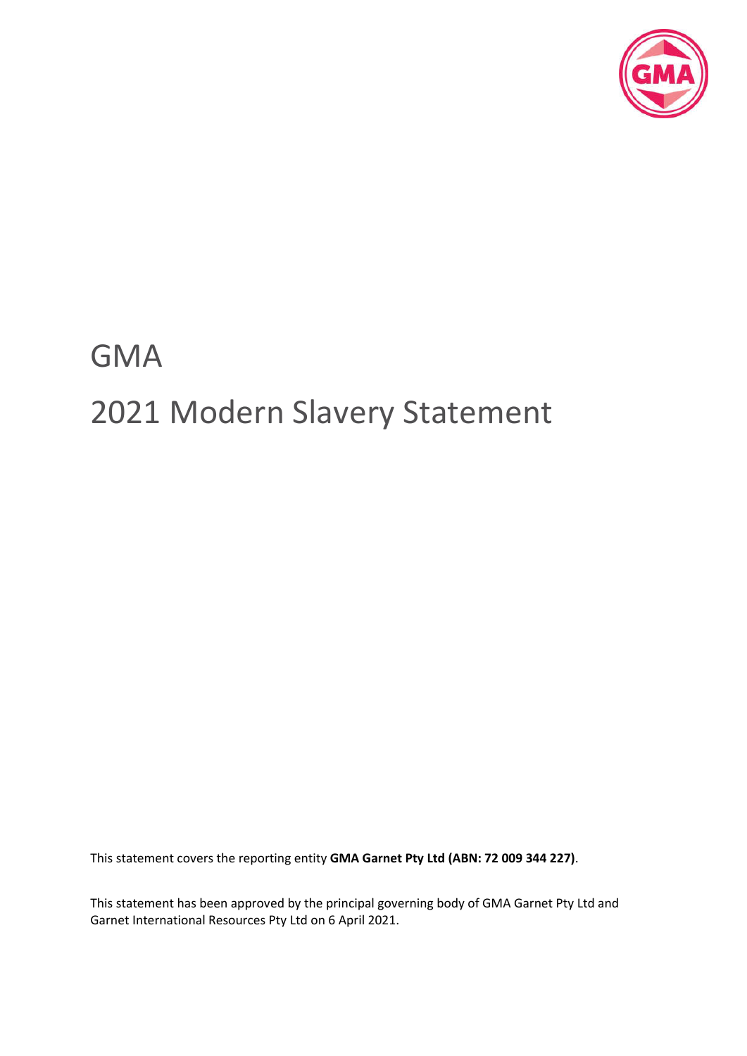# GMA

# 2021 Modern Slavery Statement

This statement covers the reporting entity **GMA Garnet Pty Ltd (ABN: 72 009 344 227)**.

This statement has been approved by the principal governing body of GMA Garnet Pty Ltd and Garnet International Resources Pty Ltd on 6 April 2021.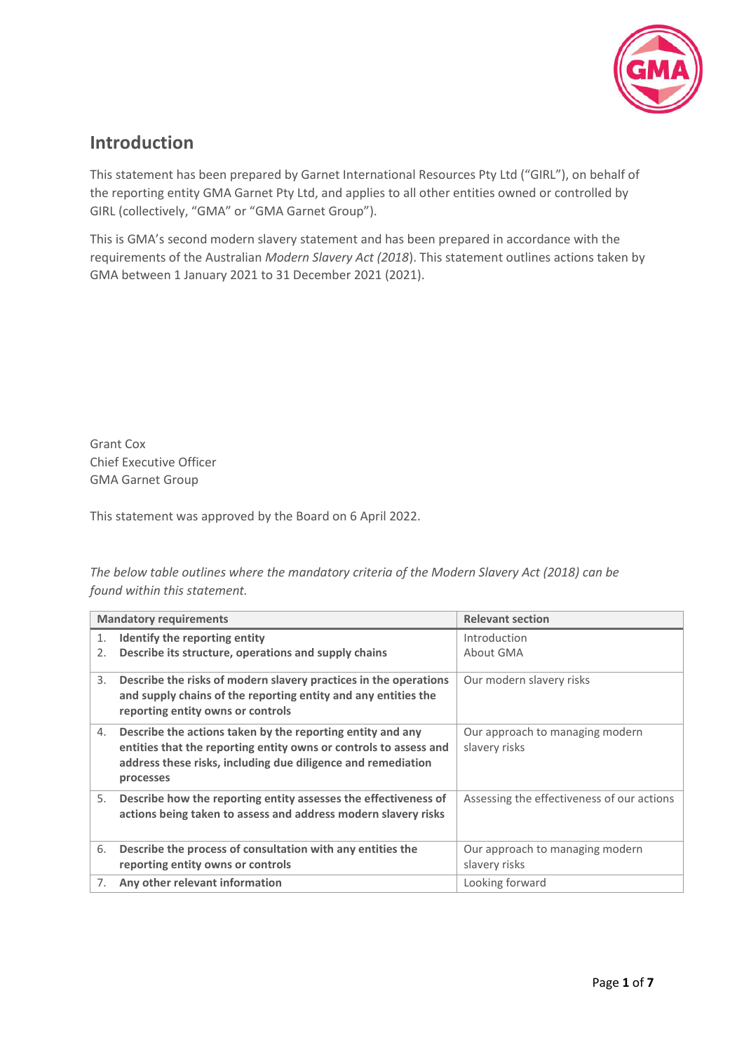## Introduction

This statement has been prepared by Garnet International Resources Pty Ltd ("GIRL"), on behalf of the reporting entity GMA Garnet Pty Ltd, and applies to all other entities owned or controlled by GIRL (collectively, "GMA" or "GMA Garnet Group").

This is GMA's second modern slavery statement and has been prepared in accordance with the requirements of the Australian *Modern Slavery Act (2018)*. This statement outlines actions taken by GMA between 1 January 2021 to 31 December 2021 (2021).

Grant Cox
Chief Executive Officer
GMA Garnet Group

This statement was approved by the Board on 6 April 2022.

*The below table outlines where the mandatory criteria of the Modern Slavery Act (2018) can be found within this statement.*

| Mandatory requirements | Relevant section |
|---|---|
| 1. **Identify the reporting entity**<br>2. **Describe its structure, operations and supply chains** | Introduction<br>About GMA |
| 3. **Describe the risks of modern slavery practices in the operations and supply chains of the reporting entity and any entities the reporting entity owns or controls** | Our modern slavery risks |
| 4. **Describe the actions taken by the reporting entity and any entities that the reporting entity owns or controls to assess and address these risks, including due diligence and remediation processes** | Our approach to managing modern slavery risks |
| 5. **Describe how the reporting entity assesses the effectiveness of actions being taken to assess and address modern slavery risks** | Assessing the effectiveness of our actions |
| 6. **Describe the process of consultation with any entities the reporting entity owns or controls** | Our approach to managing modern slavery risks |
| 7. **Any other relevant information** | Looking forward |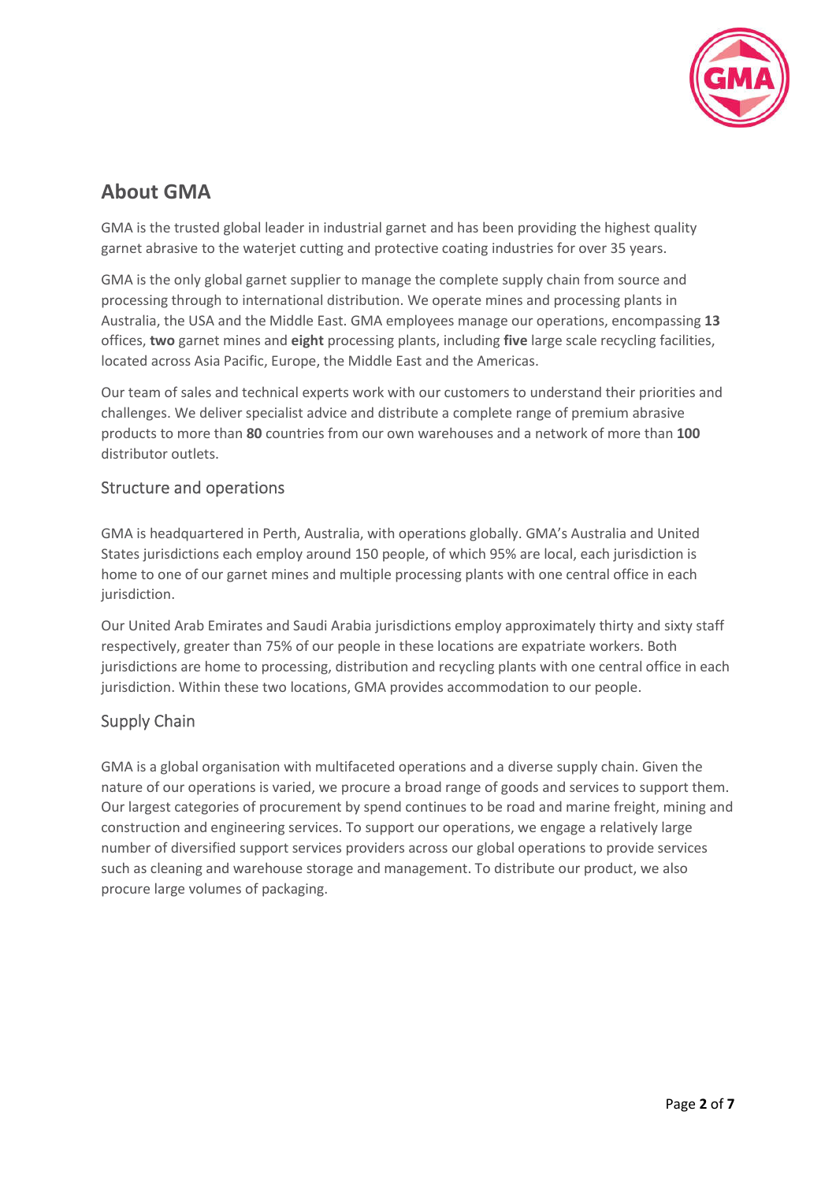## About GMA

GMA is the trusted global leader in industrial garnet and has been providing the highest quality garnet abrasive to the waterjet cutting and protective coating industries for over 35 years.

GMA is the only global garnet supplier to manage the complete supply chain from source and processing through to international distribution. We operate mines and processing plants in Australia, the USA and the Middle East. GMA employees manage our operations, encompassing **13** offices, **two** garnet mines and **eight** processing plants, including **five** large scale recycling facilities, located across Asia Pacific, Europe, the Middle East and the Americas.

Our team of sales and technical experts work with our customers to understand their priorities and challenges. We deliver specialist advice and distribute a complete range of premium abrasive products to more than **80** countries from our own warehouses and a network of more than **100** distributor outlets.

### Structure and operations

GMA is headquartered in Perth, Australia, with operations globally. GMA's Australia and United States jurisdictions each employ around 150 people, of which 95% are local, each jurisdiction is home to one of our garnet mines and multiple processing plants with one central office in each jurisdiction.

Our United Arab Emirates and Saudi Arabia jurisdictions employ approximately thirty and sixty staff respectively, greater than 75% of our people in these locations are expatriate workers. Both jurisdictions are home to processing, distribution and recycling plants with one central office in each jurisdiction. Within these two locations, GMA provides accommodation to our people.

### Supply Chain

GMA is a global organisation with multifaceted operations and a diverse supply chain. Given the nature of our operations is varied, we procure a broad range of goods and services to support them. Our largest categories of procurement by spend continues to be road and marine freight, mining and construction and engineering services. To support our operations, we engage a relatively large number of diversified support services providers across our global operations to provide services such as cleaning and warehouse storage and management. To distribute our product, we also procure large volumes of packaging.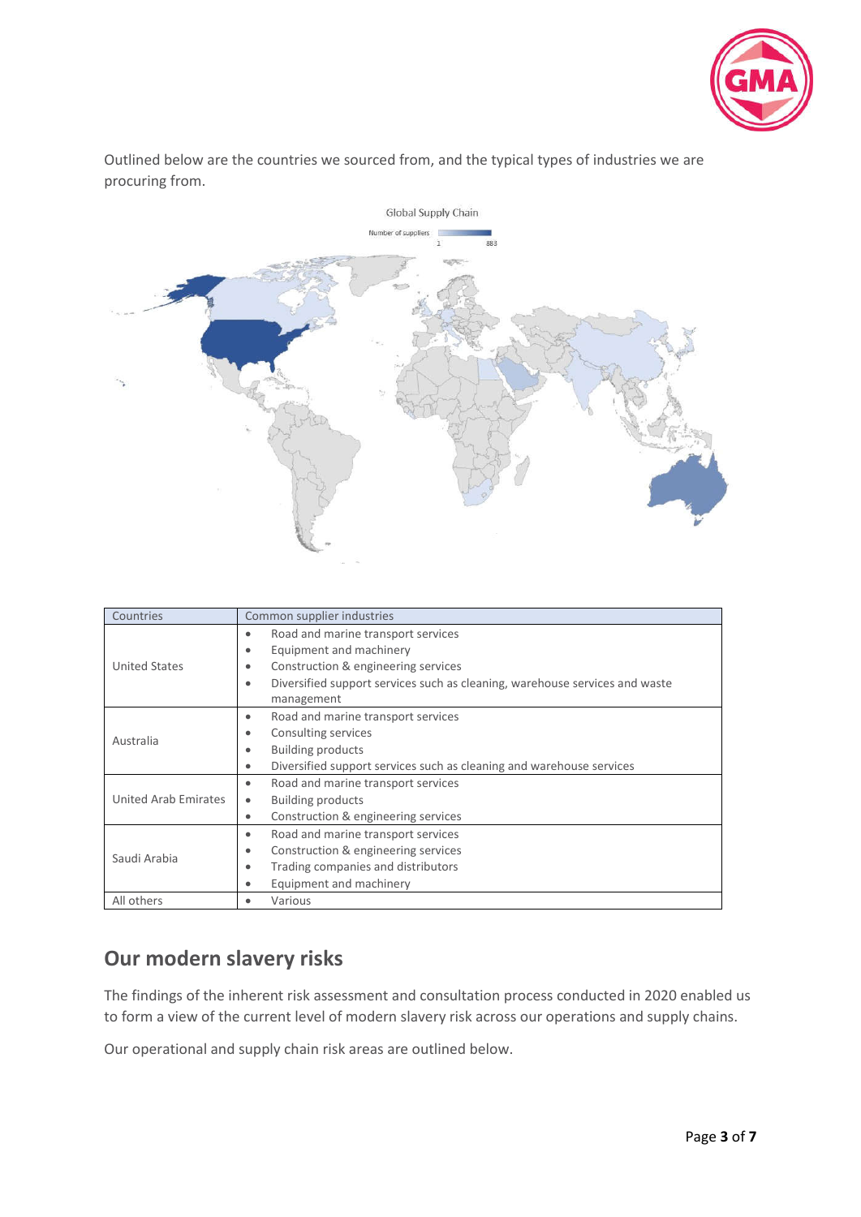Outlined below are the countries we sourced from, and the typical types of industries we are procuring from.

| Countries | Common supplier industries |
|---|---|
| United States | • Road and marine transport services<br>• Equipment and machinery<br>• Construction & engineering services<br>• Diversified support services such as cleaning, warehouse services and waste management |
| Australia | • Road and marine transport services<br>• Consulting services<br>• Building products<br>• Diversified support services such as cleaning and warehouse services |
| United Arab Emirates | • Road and marine transport services<br>• Building products<br>• Construction & engineering services |
| Saudi Arabia | • Road and marine transport services<br>• Construction & engineering services<br>• Trading companies and distributors<br>• Equipment and machinery |
| All others | • Various |

## Our modern slavery risks

The findings of the inherent risk assessment and consultation process conducted in 2020 enabled us to form a view of the current level of modern slavery risk across our operations and supply chains.

Our operational and supply chain risk areas are outlined below.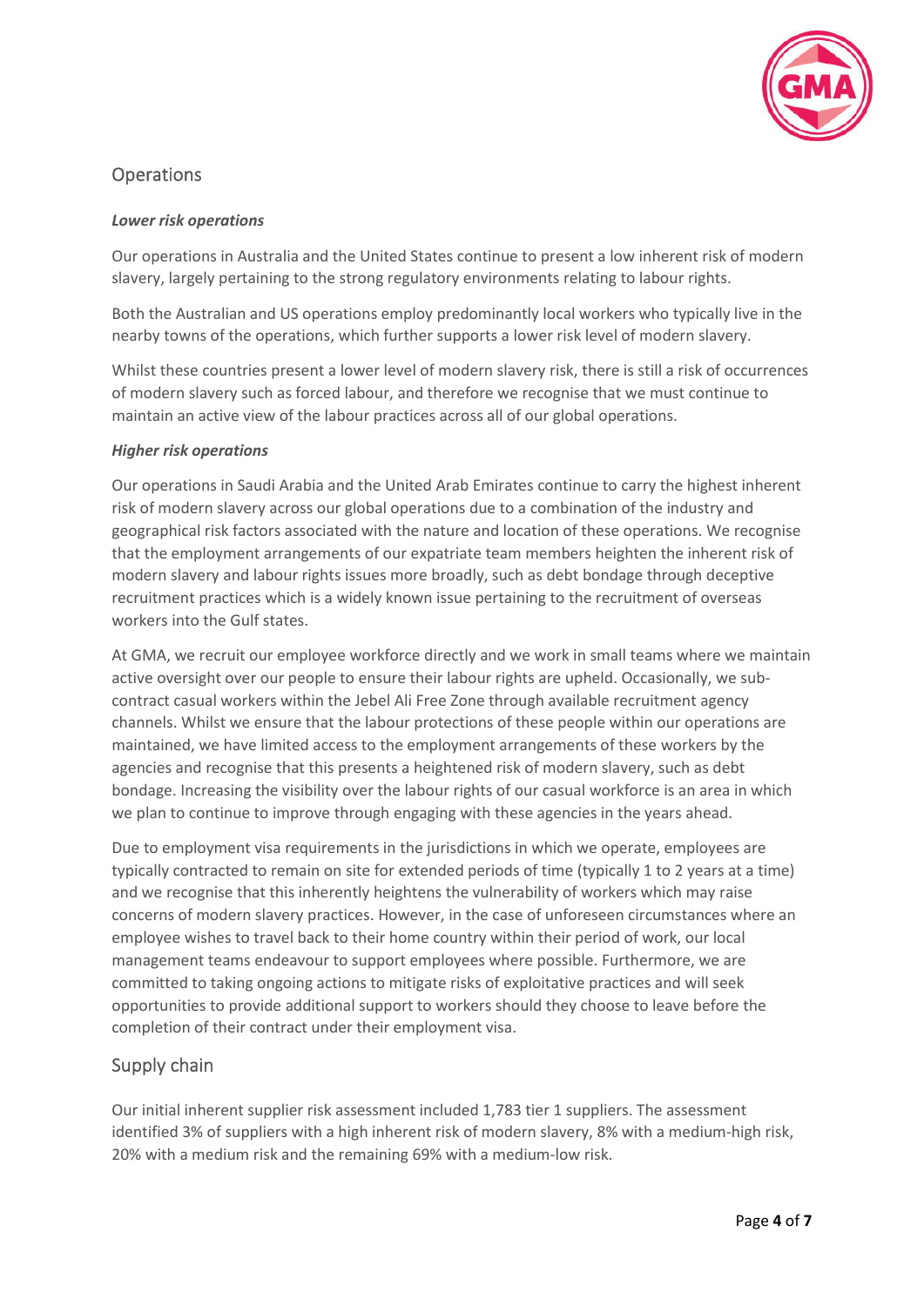## Operations

***Lower risk operations***

Our operations in Australia and the United States continue to present a low inherent risk of modern slavery, largely pertaining to the strong regulatory environments relating to labour rights.

Both the Australian and US operations employ predominantly local workers who typically live in the nearby towns of the operations, which further supports a lower risk level of modern slavery.

Whilst these countries present a lower level of modern slavery risk, there is still a risk of occurrences of modern slavery such as forced labour, and therefore we recognise that we must continue to maintain an active view of the labour practices across all of our global operations.

***Higher risk operations***

Our operations in Saudi Arabia and the United Arab Emirates continue to carry the highest inherent risk of modern slavery across our global operations due to a combination of the industry and geographical risk factors associated with the nature and location of these operations. We recognise that the employment arrangements of our expatriate team members heighten the inherent risk of modern slavery and labour rights issues more broadly, such as debt bondage through deceptive recruitment practices which is a widely known issue pertaining to the recruitment of overseas workers into the Gulf states.

At GMA, we recruit our employee workforce directly and we work in small teams where we maintain active oversight over our people to ensure their labour rights are upheld. Occasionally, we sub-contract casual workers within the Jebel Ali Free Zone through available recruitment agency channels. Whilst we ensure that the labour protections of these people within our operations are maintained, we have limited access to the employment arrangements of these workers by the agencies and recognise that this presents a heightened risk of modern slavery, such as debt bondage. Increasing the visibility over the labour rights of our casual workforce is an area in which we plan to continue to improve through engaging with these agencies in the years ahead.

Due to employment visa requirements in the jurisdictions in which we operate, employees are typically contracted to remain on site for extended periods of time (typically 1 to 2 years at a time) and we recognise that this inherently heightens the vulnerability of workers which may raise concerns of modern slavery practices. However, in the case of unforeseen circumstances where an employee wishes to travel back to their home country within their period of work, our local management teams endeavour to support employees where possible. Furthermore, we are committed to taking ongoing actions to mitigate risks of exploitative practices and will seek opportunities to provide additional support to workers should they choose to leave before the completion of their contract under their employment visa.

## Supply chain

Our initial inherent supplier risk assessment included 1,783 tier 1 suppliers. The assessment identified 3% of suppliers with a high inherent risk of modern slavery, 8% with a medium-high risk, 20% with a medium risk and the remaining 69% with a medium-low risk.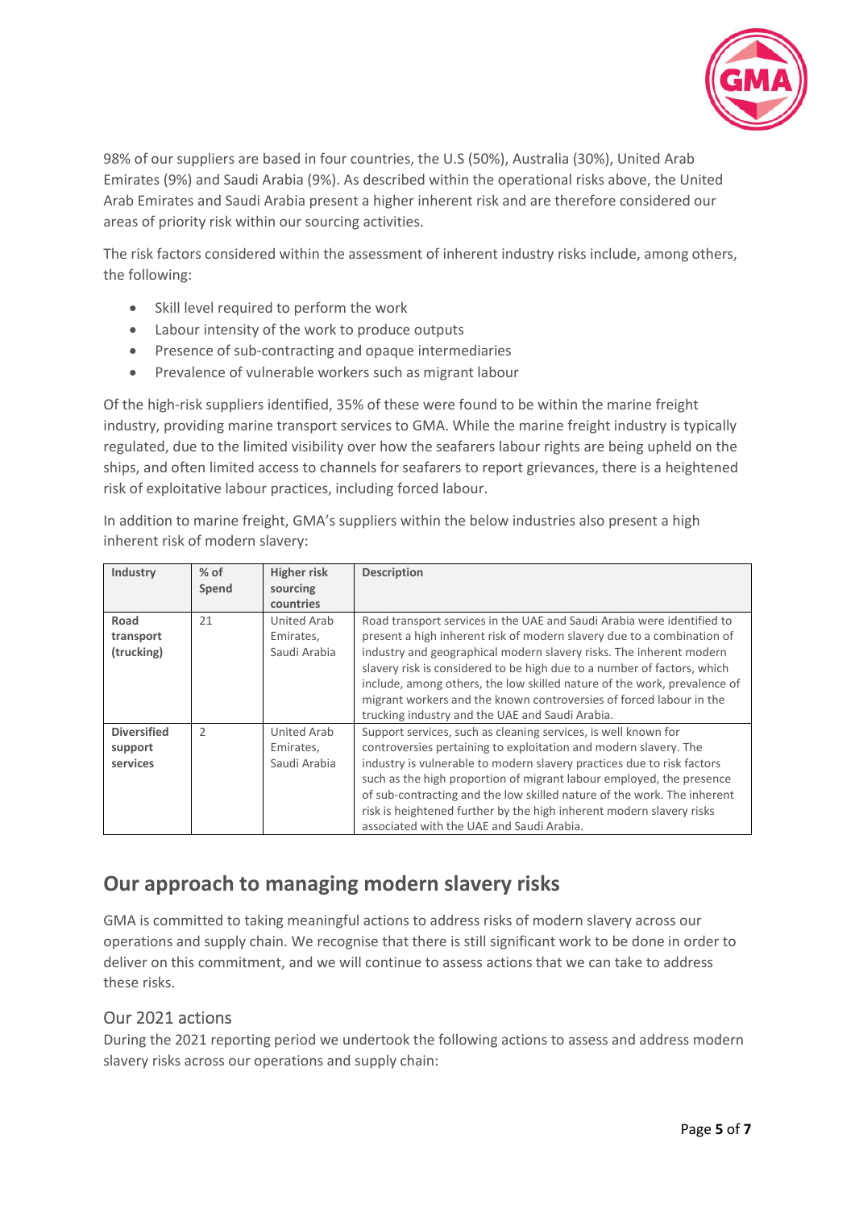98% of our suppliers are based in four countries, the U.S (50%), Australia (30%), United Arab Emirates (9%) and Saudi Arabia (9%). As described within the operational risks above, the United Arab Emirates and Saudi Arabia present a higher inherent risk and are therefore considered our areas of priority risk within our sourcing activities.

The risk factors considered within the assessment of inherent industry risks include, among others, the following:

- Skill level required to perform the work
- Labour intensity of the work to produce outputs
- Presence of sub-contracting and opaque intermediaries
- Prevalence of vulnerable workers such as migrant labour

Of the high-risk suppliers identified, 35% of these were found to be within the marine freight industry, providing marine transport services to GMA. While the marine freight industry is typically regulated, due to the limited visibility over how the seafarers labour rights are being upheld on the ships, and often limited access to channels for seafarers to report grievances, there is a heightened risk of exploitative labour practices, including forced labour.

In addition to marine freight, GMA's suppliers within the below industries also present a high inherent risk of modern slavery:

| Industry | % of Spend | Higher risk sourcing countries | Description |
|---|---|---|---|
| **Road transport (trucking)** | 21 | United Arab Emirates, Saudi Arabia | Road transport services in the UAE and Saudi Arabia were identified to present a high inherent risk of modern slavery due to a combination of industry and geographical modern slavery risks. The inherent modern slavery risk is considered to be high due to a number of factors, which include, among others, the low skilled nature of the work, prevalence of migrant workers and the known controversies of forced labour in the trucking industry and the UAE and Saudi Arabia. |
| **Diversified support services** | 2 | United Arab Emirates, Saudi Arabia | Support services, such as cleaning services, is well known for controversies pertaining to exploitation and modern slavery. The industry is vulnerable to modern slavery practices due to risk factors such as the high proportion of migrant labour employed, the presence of sub-contracting and the low skilled nature of the work. The inherent risk is heightened further by the high inherent modern slavery risks associated with the UAE and Saudi Arabia. |

## Our approach to managing modern slavery risks

GMA is committed to taking meaningful actions to address risks of modern slavery across our operations and supply chain. We recognise that there is still significant work to be done in order to deliver on this commitment, and we will continue to assess actions that we can take to address these risks.

### Our 2021 actions

During the 2021 reporting period we undertook the following actions to assess and address modern slavery risks across our operations and supply chain: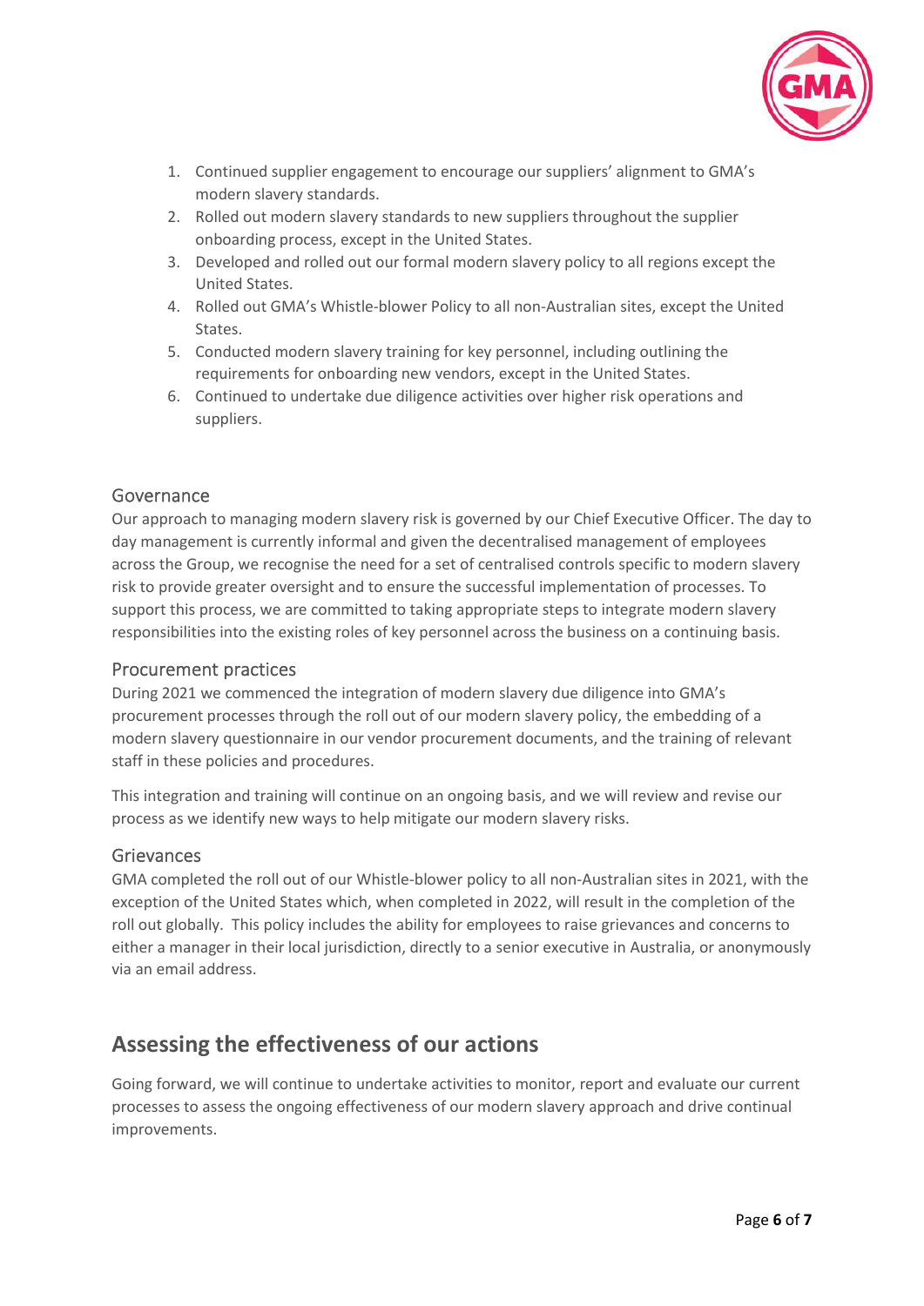1. Continued supplier engagement to encourage our suppliers' alignment to GMA's modern slavery standards.
2. Rolled out modern slavery standards to new suppliers throughout the supplier onboarding process, except in the United States.
3. Developed and rolled out our formal modern slavery policy to all regions except the United States.
4. Rolled out GMA's Whistle-blower Policy to all non-Australian sites, except the United States.
5. Conducted modern slavery training for key personnel, including outlining the requirements for onboarding new vendors, except in the United States.
6. Continued to undertake due diligence activities over higher risk operations and suppliers.

### Governance

Our approach to managing modern slavery risk is governed by our Chief Executive Officer. The day to day management is currently informal and given the decentralised management of employees across the Group, we recognise the need for a set of centralised controls specific to modern slavery risk to provide greater oversight and to ensure the successful implementation of processes. To support this process, we are committed to taking appropriate steps to integrate modern slavery responsibilities into the existing roles of key personnel across the business on a continuing basis.

### Procurement practices

During 2021 we commenced the integration of modern slavery due diligence into GMA's procurement processes through the roll out of our modern slavery policy, the embedding of a modern slavery questionnaire in our vendor procurement documents, and the training of relevant staff in these policies and procedures.

This integration and training will continue on an ongoing basis, and we will review and revise our process as we identify new ways to help mitigate our modern slavery risks.

### Grievances

GMA completed the roll out of our Whistle-blower policy to all non-Australian sites in 2021, with the exception of the United States which, when completed in 2022, will result in the completion of the roll out globally. This policy includes the ability for employees to raise grievances and concerns to either a manager in their local jurisdiction, directly to a senior executive in Australia, or anonymously via an email address.

## Assessing the effectiveness of our actions

Going forward, we will continue to undertake activities to monitor, report and evaluate our current processes to assess the ongoing effectiveness of our modern slavery approach and drive continual improvements.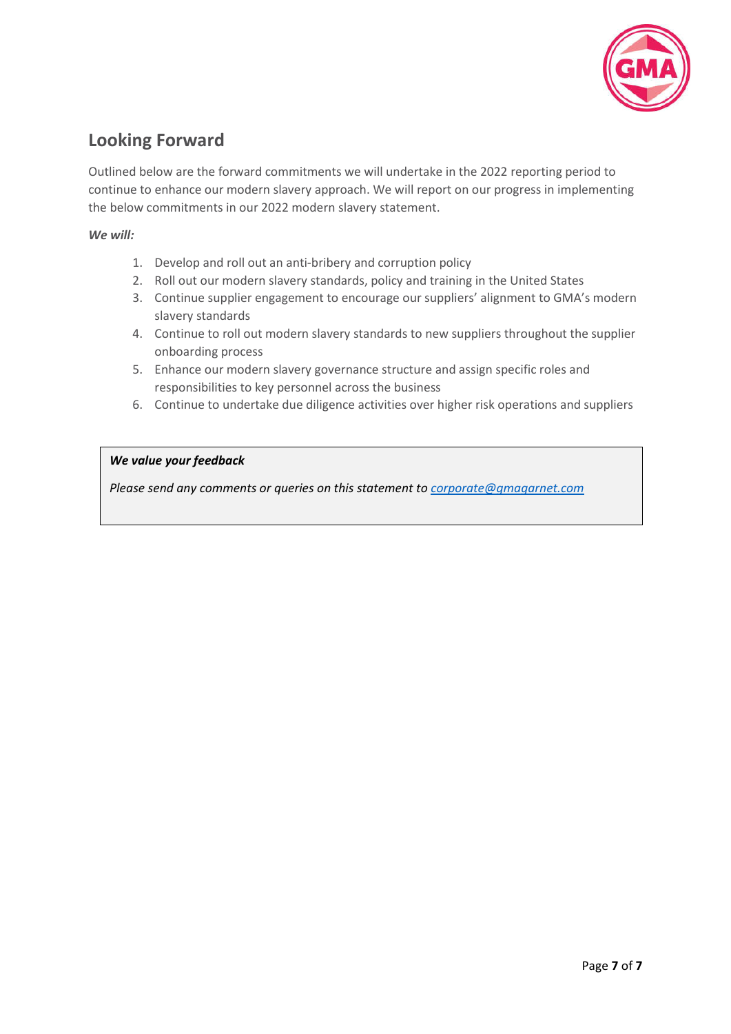## Looking Forward

Outlined below are the forward commitments we will undertake in the 2022 reporting period to continue to enhance our modern slavery approach. We will report on our progress in implementing the below commitments in our 2022 modern slavery statement.

*We will:*

1. Develop and roll out an anti-bribery and corruption policy
2. Roll out our modern slavery standards, policy and training in the United States
3. Continue supplier engagement to encourage our suppliers' alignment to GMA's modern slavery standards
4. Continue to roll out modern slavery standards to new suppliers throughout the supplier onboarding process
5. Enhance our modern slavery governance structure and assign specific roles and responsibilities to key personnel across the business
6. Continue to undertake due diligence activities over higher risk operations and suppliers

***We value your feedback***

*Please send any comments or queries on this statement to corporate@gmagarnet.com*